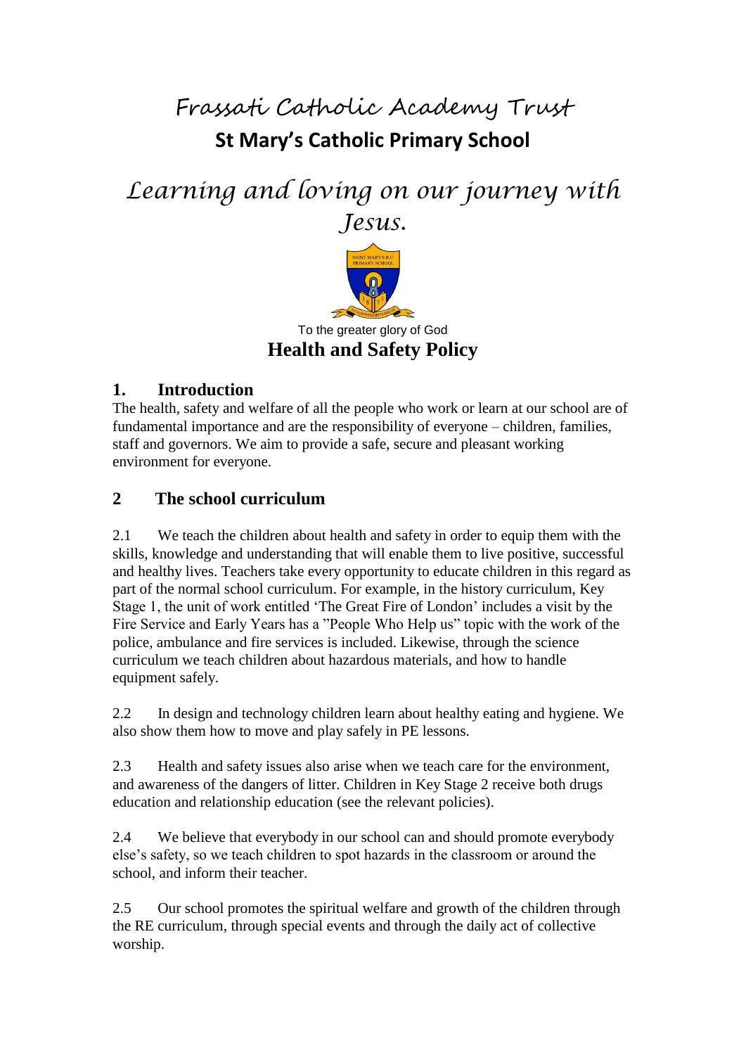# Frassati Catholic Academy Trust

## St Mary's Catholic Primary School

*Learning and loving on our journey with Jesus.*

To the greater glory of God

# Health and Safety Policy

## 1. Introduction

The health, safety and welfare of all the people who work or learn at our school are of fundamental importance and are the responsibility of everyone – children, families, staff and governors. We aim to provide a safe, secure and pleasant working environment for everyone.

## 2 The school curriculum

2.1 We teach the children about health and safety in order to equip them with the skills, knowledge and understanding that will enable them to live positive, successful and healthy lives. Teachers take every opportunity to educate children in this regard as part of the normal school curriculum. For example, in the history curriculum, Key Stage 1, the unit of work entitled 'The Great Fire of London' includes a visit by the Fire Service and Early Years has a "People Who Help us" topic with the work of the police, ambulance and fire services is included. Likewise, through the science curriculum we teach children about hazardous materials, and how to handle equipment safely.

2.2 In design and technology children learn about healthy eating and hygiene. We also show them how to move and play safely in PE lessons.

2.3 Health and safety issues also arise when we teach care for the environment, and awareness of the dangers of litter. Children in Key Stage 2 receive both drugs education and relationship education (see the relevant policies).

2.4 We believe that everybody in our school can and should promote everybody else's safety, so we teach children to spot hazards in the classroom or around the school, and inform their teacher.

2.5 Our school promotes the spiritual welfare and growth of the children through the RE curriculum, through special events and through the daily act of collective worship.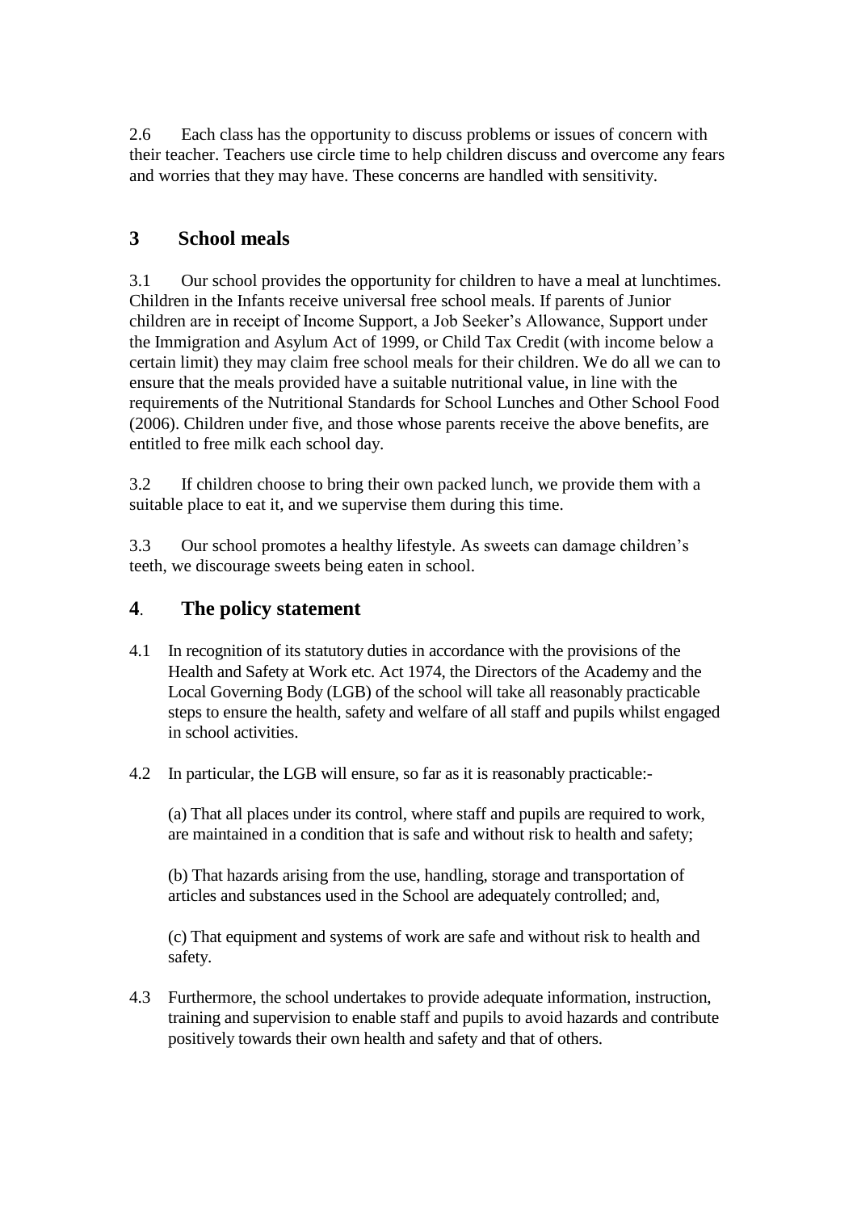2.6 Each class has the opportunity to discuss problems or issues of concern with their teacher. Teachers use circle time to help children discuss and overcome any fears and worries that they may have. These concerns are handled with sensitivity.

## 3 School meals

3.1 Our school provides the opportunity for children to have a meal at lunchtimes. Children in the Infants receive universal free school meals. If parents of Junior children are in receipt of Income Support, a Job Seeker's Allowance, Support under the Immigration and Asylum Act of 1999, or Child Tax Credit (with income below a certain limit) they may claim free school meals for their children. We do all we can to ensure that the meals provided have a suitable nutritional value, in line with the requirements of the Nutritional Standards for School Lunches and Other School Food (2006). Children under five, and those whose parents receive the above benefits, are entitled to free milk each school day.

3.2 If children choose to bring their own packed lunch, we provide them with a suitable place to eat it, and we supervise them during this time.

3.3 Our school promotes a healthy lifestyle. As sweets can damage children's teeth, we discourage sweets being eaten in school.

## 4. The policy statement

4.1 In recognition of its statutory duties in accordance with the provisions of the Health and Safety at Work etc. Act 1974, the Directors of the Academy and the Local Governing Body (LGB) of the school will take all reasonably practicable steps to ensure the health, safety and welfare of all staff and pupils whilst engaged in school activities.

4.2 In particular, the LGB will ensure, so far as it is reasonably practicable:-

(a) That all places under its control, where staff and pupils are required to work, are maintained in a condition that is safe and without risk to health and safety;

(b) That hazards arising from the use, handling, storage and transportation of articles and substances used in the School are adequately controlled; and,

(c) That equipment and systems of work are safe and without risk to health and safety.

4.3 Furthermore, the school undertakes to provide adequate information, instruction, training and supervision to enable staff and pupils to avoid hazards and contribute positively towards their own health and safety and that of others.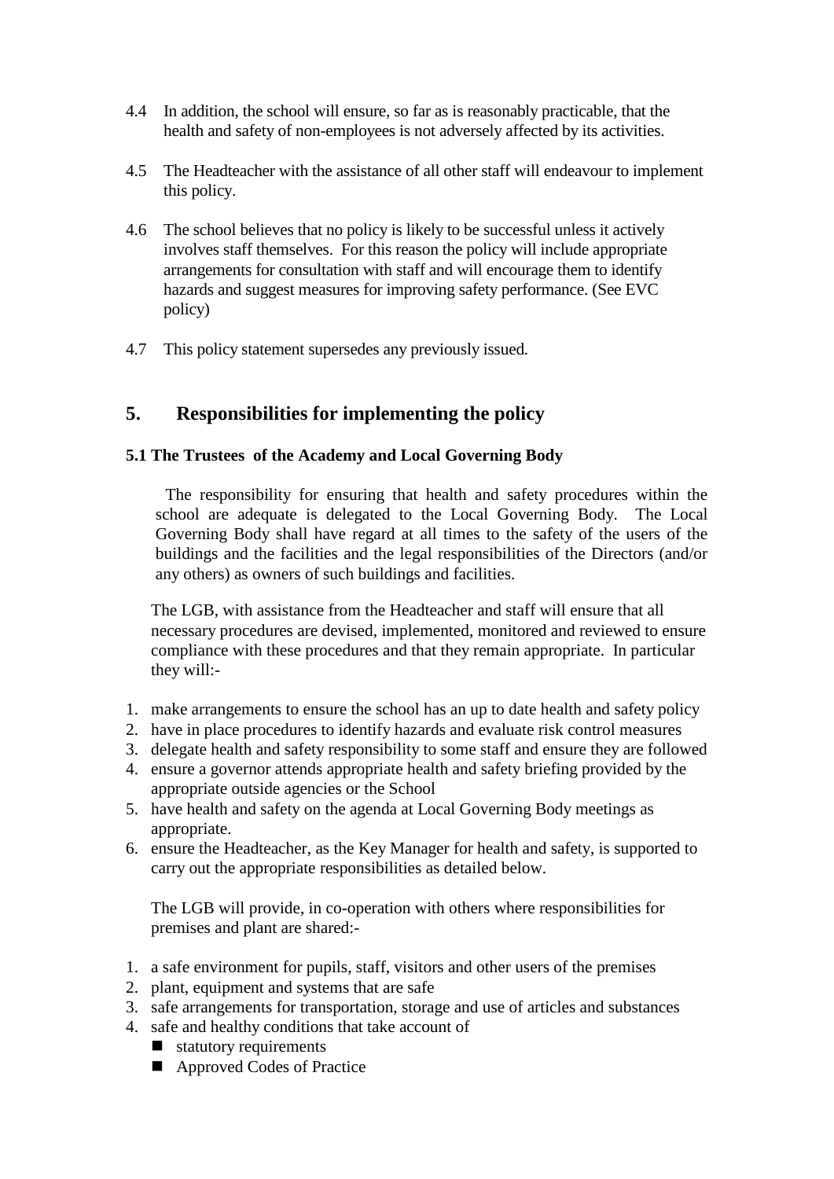4.4 In addition, the school will ensure, so far as is reasonably practicable, that the health and safety of non-employees is not adversely affected by its activities.

4.5 The Headteacher with the assistance of all other staff will endeavour to implement this policy.

4.6 The school believes that no policy is likely to be successful unless it actively involves staff themselves. For this reason the policy will include appropriate arrangements for consultation with staff and will encourage them to identify hazards and suggest measures for improving safety performance. (See EVC policy)

4.7 This policy statement supersedes any previously issued.

## 5. Responsibilities for implementing the policy

### 5.1 The Trustees of the Academy and Local Governing Body

The responsibility for ensuring that health and safety procedures within the school are adequate is delegated to the Local Governing Body. The Local Governing Body shall have regard at all times to the safety of the users of the buildings and the facilities and the legal responsibilities of the Directors (and/or any others) as owners of such buildings and facilities.

The LGB, with assistance from the Headteacher and staff will ensure that all necessary procedures are devised, implemented, monitored and reviewed to ensure compliance with these procedures and that they remain appropriate. In particular they will:-

1. make arrangements to ensure the school has an up to date health and safety policy
2. have in place procedures to identify hazards and evaluate risk control measures
3. delegate health and safety responsibility to some staff and ensure they are followed
4. ensure a governor attends appropriate health and safety briefing provided by the appropriate outside agencies or the School
5. have health and safety on the agenda at Local Governing Body meetings as appropriate.
6. ensure the Headteacher, as the Key Manager for health and safety, is supported to carry out the appropriate responsibilities as detailed below.

The LGB will provide, in co-operation with others where responsibilities for premises and plant are shared:-

1. a safe environment for pupils, staff, visitors and other users of the premises
2. plant, equipment and systems that are safe
3. safe arrangements for transportation, storage and use of articles and substances
4. safe and healthy conditions that take account of
   - statutory requirements
   - Approved Codes of Practice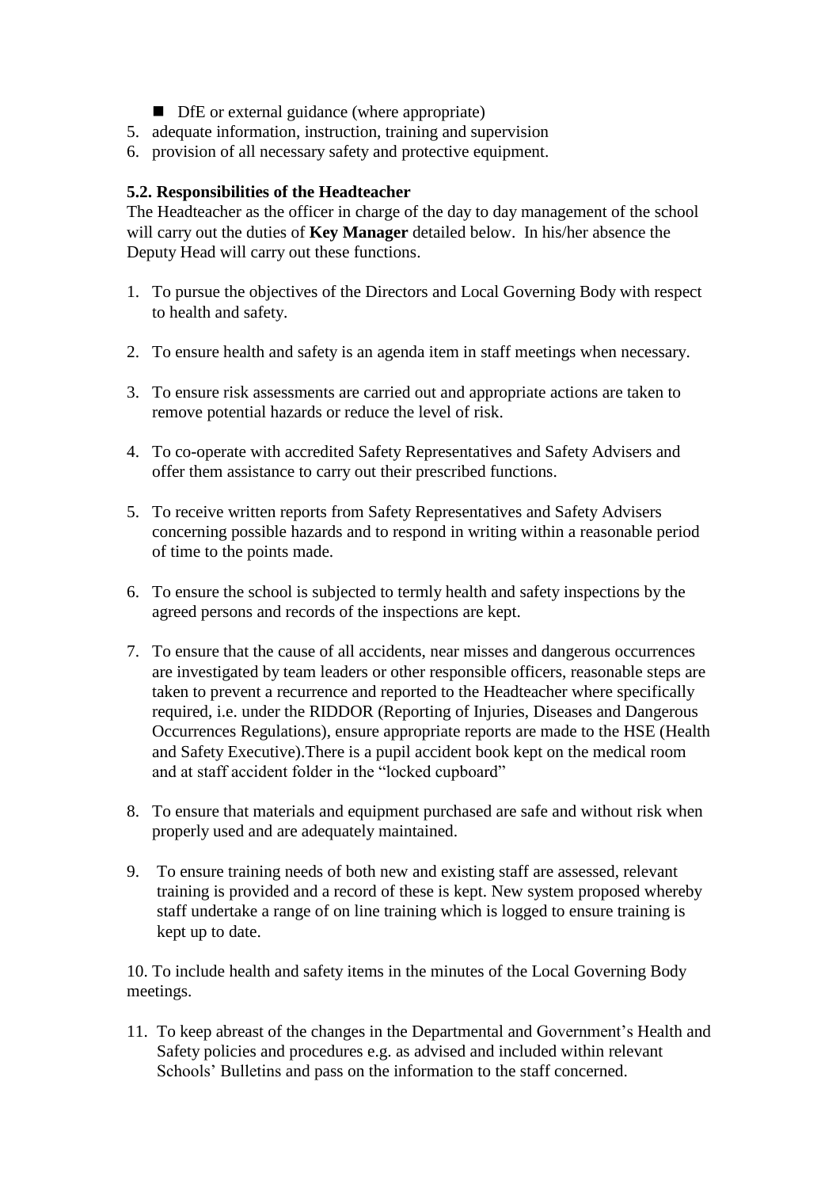- DfE or external guidance (where appropriate)

5. adequate information, instruction, training and supervision
6. provision of all necessary safety and protective equipment.

**5.2. Responsibilities of the Headteacher**

The Headteacher as the officer in charge of the day to day management of the school will carry out the duties of **Key Manager** detailed below. In his/her absence the Deputy Head will carry out these functions.

1. To pursue the objectives of the Directors and Local Governing Body with respect to health and safety.

2. To ensure health and safety is an agenda item in staff meetings when necessary.

3. To ensure risk assessments are carried out and appropriate actions are taken to remove potential hazards or reduce the level of risk.

4. To co-operate with accredited Safety Representatives and Safety Advisers and offer them assistance to carry out their prescribed functions.

5. To receive written reports from Safety Representatives and Safety Advisers concerning possible hazards and to respond in writing within a reasonable period of time to the points made.

6. To ensure the school is subjected to termly health and safety inspections by the agreed persons and records of the inspections are kept.

7. To ensure that the cause of all accidents, near misses and dangerous occurrences are investigated by team leaders or other responsible officers, reasonable steps are taken to prevent a recurrence and reported to the Headteacher where specifically required, i.e. under the RIDDOR (Reporting of Injuries, Diseases and Dangerous Occurrences Regulations), ensure appropriate reports are made to the HSE (Health and Safety Executive).There is a pupil accident book kept on the medical room and at staff accident folder in the "locked cupboard"

8. To ensure that materials and equipment purchased are safe and without risk when properly used and are adequately maintained.

9. To ensure training needs of both new and existing staff are assessed, relevant training is provided and a record of these is kept. New system proposed whereby staff undertake a range of on line training which is logged to ensure training is kept up to date.

10. To include health and safety items in the minutes of the Local Governing Body meetings.

11. To keep abreast of the changes in the Departmental and Government's Health and Safety policies and procedures e.g. as advised and included within relevant Schools' Bulletins and pass on the information to the staff concerned.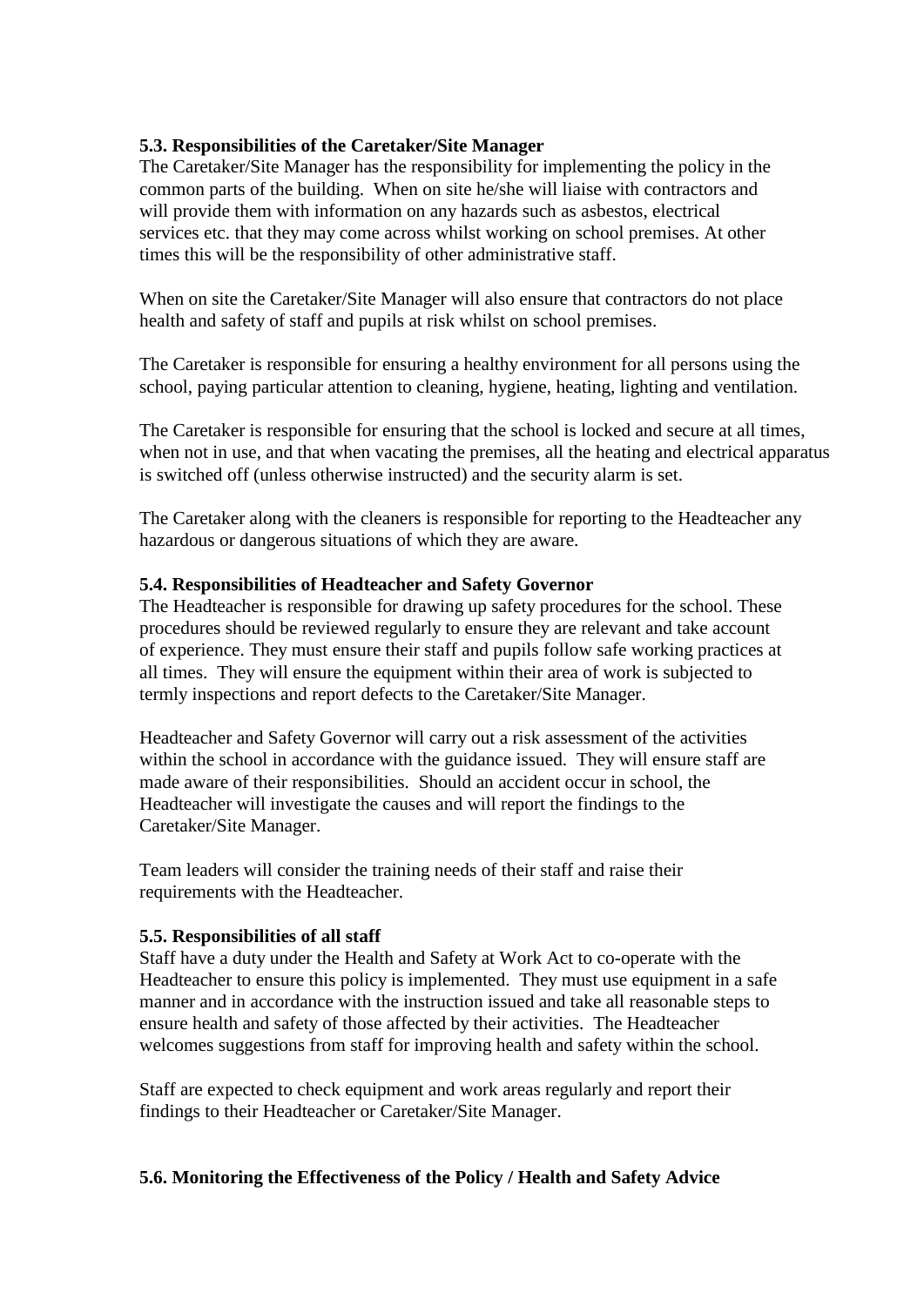**5.3. Responsibilities of the Caretaker/Site Manager**

The Caretaker/Site Manager has the responsibility for implementing the policy in the common parts of the building. When on site he/she will liaise with contractors and will provide them with information on any hazards such as asbestos, electrical services etc. that they may come across whilst working on school premises. At other times this will be the responsibility of other administrative staff.

When on site the Caretaker/Site Manager will also ensure that contractors do not place health and safety of staff and pupils at risk whilst on school premises.

The Caretaker is responsible for ensuring a healthy environment for all persons using the school, paying particular attention to cleaning, hygiene, heating, lighting and ventilation.

The Caretaker is responsible for ensuring that the school is locked and secure at all times, when not in use, and that when vacating the premises, all the heating and electrical apparatus is switched off (unless otherwise instructed) and the security alarm is set.

The Caretaker along with the cleaners is responsible for reporting to the Headteacher any hazardous or dangerous situations of which they are aware.

**5.4. Responsibilities of Headteacher and Safety Governor**

The Headteacher is responsible for drawing up safety procedures for the school. These procedures should be reviewed regularly to ensure they are relevant and take account of experience. They must ensure their staff and pupils follow safe working practices at all times. They will ensure the equipment within their area of work is subjected to termly inspections and report defects to the Caretaker/Site Manager.

Headteacher and Safety Governor will carry out a risk assessment of the activities within the school in accordance with the guidance issued. They will ensure staff are made aware of their responsibilities. Should an accident occur in school, the Headteacher will investigate the causes and will report the findings to the Caretaker/Site Manager.

Team leaders will consider the training needs of their staff and raise their requirements with the Headteacher.

**5.5. Responsibilities of all staff**

Staff have a duty under the Health and Safety at Work Act to co-operate with the Headteacher to ensure this policy is implemented. They must use equipment in a safe manner and in accordance with the instruction issued and take all reasonable steps to ensure health and safety of those affected by their activities. The Headteacher welcomes suggestions from staff for improving health and safety within the school.

Staff are expected to check equipment and work areas regularly and report their findings to their Headteacher or Caretaker/Site Manager.

**5.6. Monitoring the Effectiveness of the Policy / Health and Safety Advice**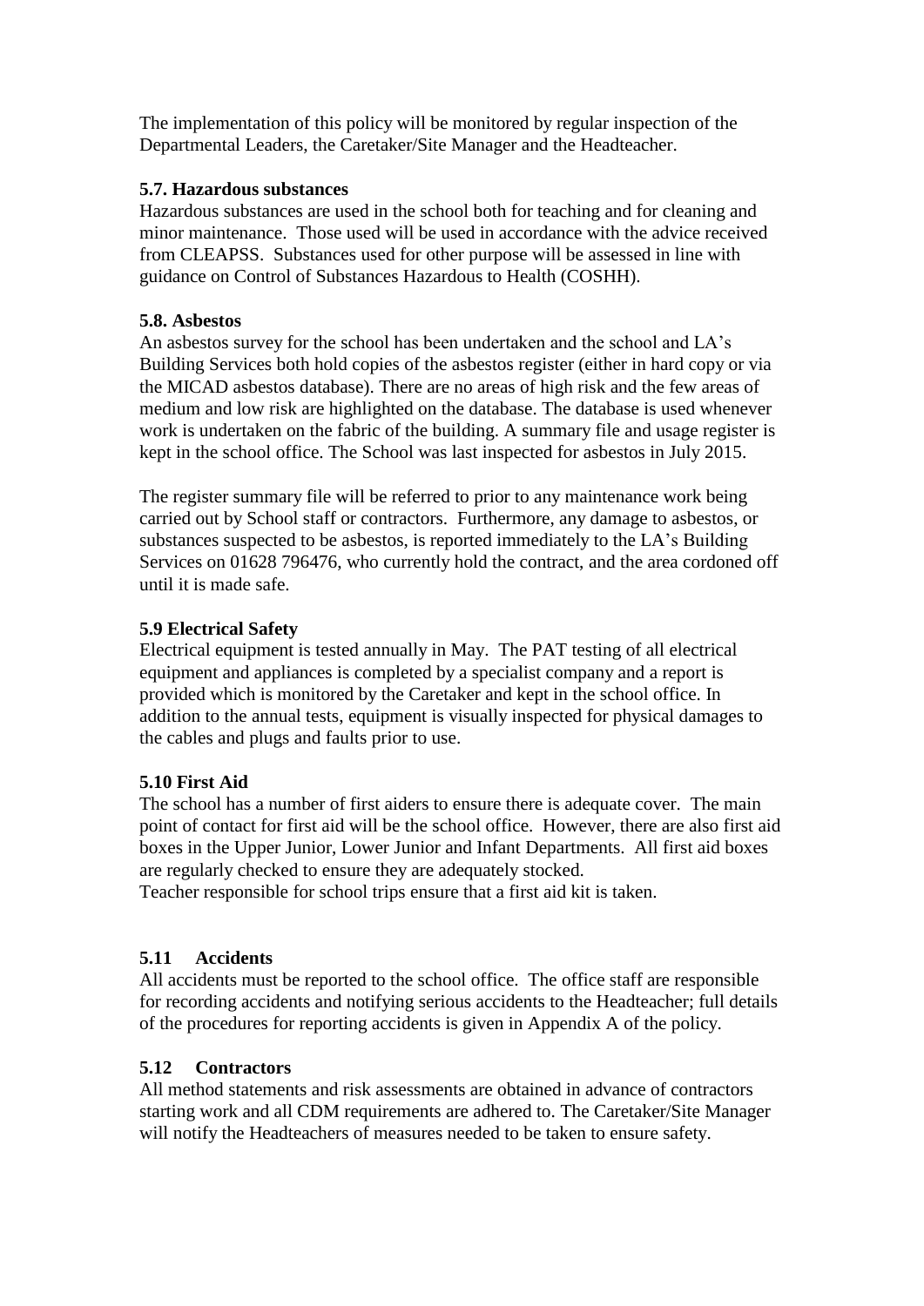The implementation of this policy will be monitored by regular inspection of the Departmental Leaders, the Caretaker/Site Manager and the Headteacher.

**5.7. Hazardous substances**
Hazardous substances are used in the school both for teaching and for cleaning and minor maintenance. Those used will be used in accordance with the advice received from CLEAPSS. Substances used for other purpose will be assessed in line with guidance on Control of Substances Hazardous to Health (COSHH).

**5.8. Asbestos**
An asbestos survey for the school has been undertaken and the school and LA's Building Services both hold copies of the asbestos register (either in hard copy or via the MICAD asbestos database). There are no areas of high risk and the few areas of medium and low risk are highlighted on the database. The database is used whenever work is undertaken on the fabric of the building. A summary file and usage register is kept in the school office. The School was last inspected for asbestos in July 2015.

The register summary file will be referred to prior to any maintenance work being carried out by School staff or contractors. Furthermore, any damage to asbestos, or substances suspected to be asbestos, is reported immediately to the LA's Building Services on 01628 796476, who currently hold the contract, and the area cordoned off until it is made safe.

**5.9 Electrical Safety**
Electrical equipment is tested annually in May. The PAT testing of all electrical equipment and appliances is completed by a specialist company and a report is provided which is monitored by the Caretaker and kept in the school office. In addition to the annual tests, equipment is visually inspected for physical damages to the cables and plugs and faults prior to use.

**5.10 First Aid**
The school has a number of first aiders to ensure there is adequate cover. The main point of contact for first aid will be the school office. However, there are also first aid boxes in the Upper Junior, Lower Junior and Infant Departments. All first aid boxes are regularly checked to ensure they are adequately stocked.
Teacher responsible for school trips ensure that a first aid kit is taken.

**5.11 Accidents**
All accidents must be reported to the school office. The office staff are responsible for recording accidents and notifying serious accidents to the Headteacher; full details of the procedures for reporting accidents is given in Appendix A of the policy.

**5.12 Contractors**
All method statements and risk assessments are obtained in advance of contractors starting work and all CDM requirements are adhered to. The Caretaker/Site Manager will notify the Headteachers of measures needed to be taken to ensure safety.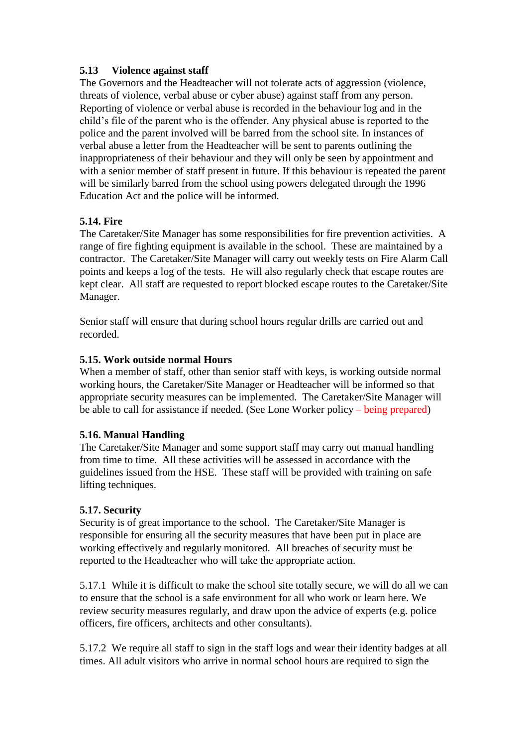### 5.13 Violence against staff

The Governors and the Headteacher will not tolerate acts of aggression (violence, threats of violence, verbal abuse or cyber abuse) against staff from any person. Reporting of violence or verbal abuse is recorded in the behaviour log and in the child's file of the parent who is the offender. Any physical abuse is reported to the police and the parent involved will be barred from the school site. In instances of verbal abuse a letter from the Headteacher will be sent to parents outlining the inappropriateness of their behaviour and they will only be seen by appointment and with a senior member of staff present in future. If this behaviour is repeated the parent will be similarly barred from the school using powers delegated through the 1996 Education Act and the police will be informed.

### 5.14. Fire

The Caretaker/Site Manager has some responsibilities for fire prevention activities. A range of fire fighting equipment is available in the school. These are maintained by a contractor. The Caretaker/Site Manager will carry out weekly tests on Fire Alarm Call points and keeps a log of the tests. He will also regularly check that escape routes are kept clear. All staff are requested to report blocked escape routes to the Caretaker/Site Manager.

Senior staff will ensure that during school hours regular drills are carried out and recorded.

### 5.15. Work outside normal Hours

When a member of staff, other than senior staff with keys, is working outside normal working hours, the Caretaker/Site Manager or Headteacher will be informed so that appropriate security measures can be implemented. The Caretaker/Site Manager will be able to call for assistance if needed. (See Lone Worker policy – being prepared)

### 5.16. Manual Handling

The Caretaker/Site Manager and some support staff may carry out manual handling from time to time. All these activities will be assessed in accordance with the guidelines issued from the HSE. These staff will be provided with training on safe lifting techniques.

### 5.17. Security

Security is of great importance to the school. The Caretaker/Site Manager is responsible for ensuring all the security measures that have been put in place are working effectively and regularly monitored. All breaches of security must be reported to the Headteacher who will take the appropriate action.

5.17.1 While it is difficult to make the school site totally secure, we will do all we can to ensure that the school is a safe environment for all who work or learn here. We review security measures regularly, and draw upon the advice of experts (e.g. police officers, fire officers, architects and other consultants).

5.17.2 We require all staff to sign in the staff logs and wear their identity badges at all times. All adult visitors who arrive in normal school hours are required to sign the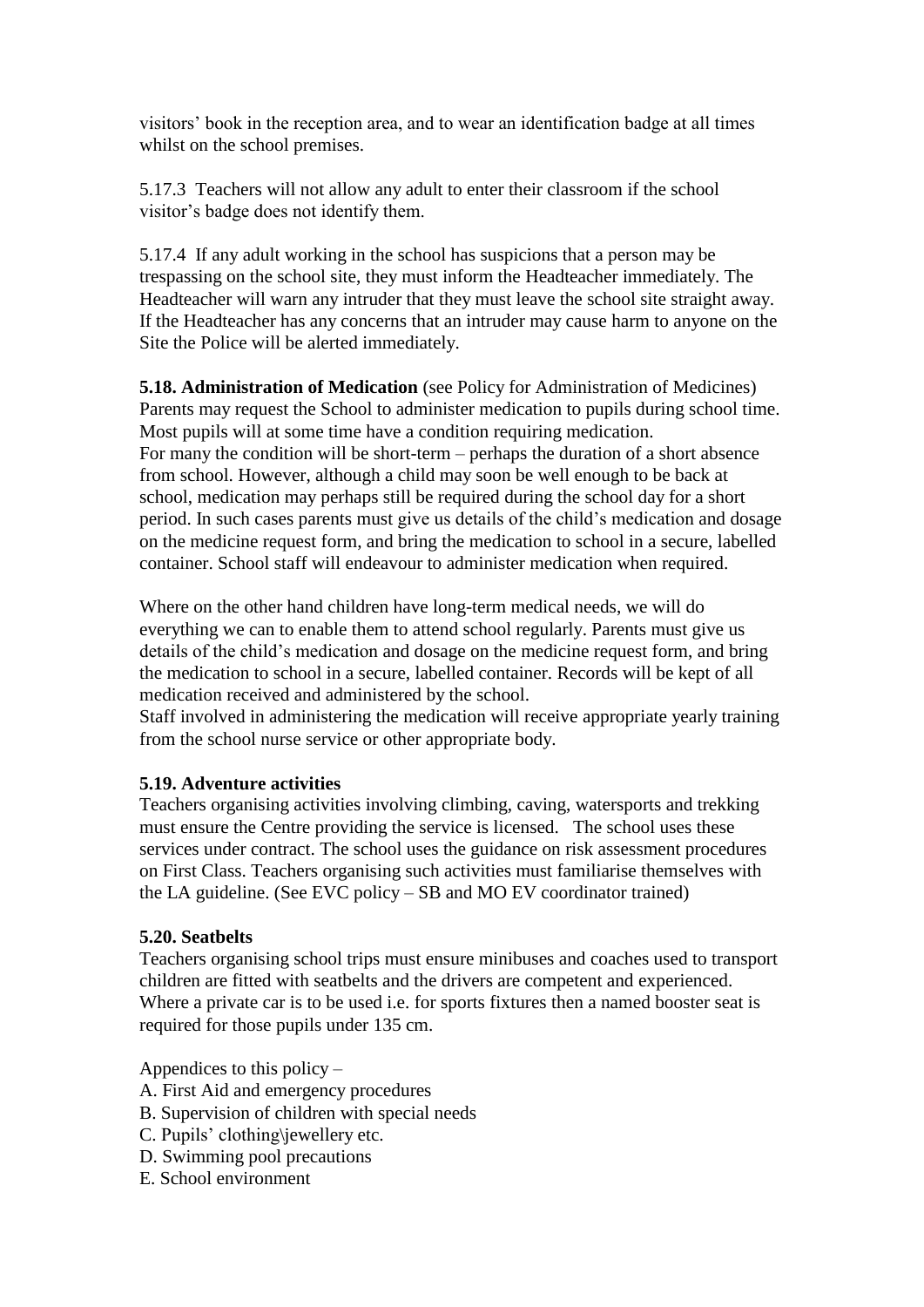visitors' book in the reception area, and to wear an identification badge at all times whilst on the school premises.

5.17.3 Teachers will not allow any adult to enter their classroom if the school visitor's badge does not identify them.

5.17.4 If any adult working in the school has suspicions that a person may be trespassing on the school site, they must inform the Headteacher immediately. The Headteacher will warn any intruder that they must leave the school site straight away. If the Headteacher has any concerns that an intruder may cause harm to anyone on the Site the Police will be alerted immediately.

**5.18. Administration of Medication** (see Policy for Administration of Medicines)
Parents may request the School to administer medication to pupils during school time. Most pupils will at some time have a condition requiring medication.
For many the condition will be short-term – perhaps the duration of a short absence from school. However, although a child may soon be well enough to be back at school, medication may perhaps still be required during the school day for a short period. In such cases parents must give us details of the child's medication and dosage on the medicine request form, and bring the medication to school in a secure, labelled container. School staff will endeavour to administer medication when required.

Where on the other hand children have long-term medical needs, we will do everything we can to enable them to attend school regularly. Parents must give us details of the child's medication and dosage on the medicine request form, and bring the medication to school in a secure, labelled container. Records will be kept of all medication received and administered by the school.
Staff involved in administering the medication will receive appropriate yearly training from the school nurse service or other appropriate body.

**5.19. Adventure activities**
Teachers organising activities involving climbing, caving, watersports and trekking must ensure the Centre providing the service is licensed. The school uses these services under contract. The school uses the guidance on risk assessment procedures on First Class. Teachers organising such activities must familiarise themselves with the LA guideline. (See EVC policy – SB and MO EV coordinator trained)

**5.20. Seatbelts**
Teachers organising school trips must ensure minibuses and coaches used to transport children are fitted with seatbelts and the drivers are competent and experienced. Where a private car is to be used i.e. for sports fixtures then a named booster seat is required for those pupils under 135 cm.

Appendices to this policy –
A. First Aid and emergency procedures
B. Supervision of children with special needs
C. Pupils' clothing\jewellery etc.
D. Swimming pool precautions
E. School environment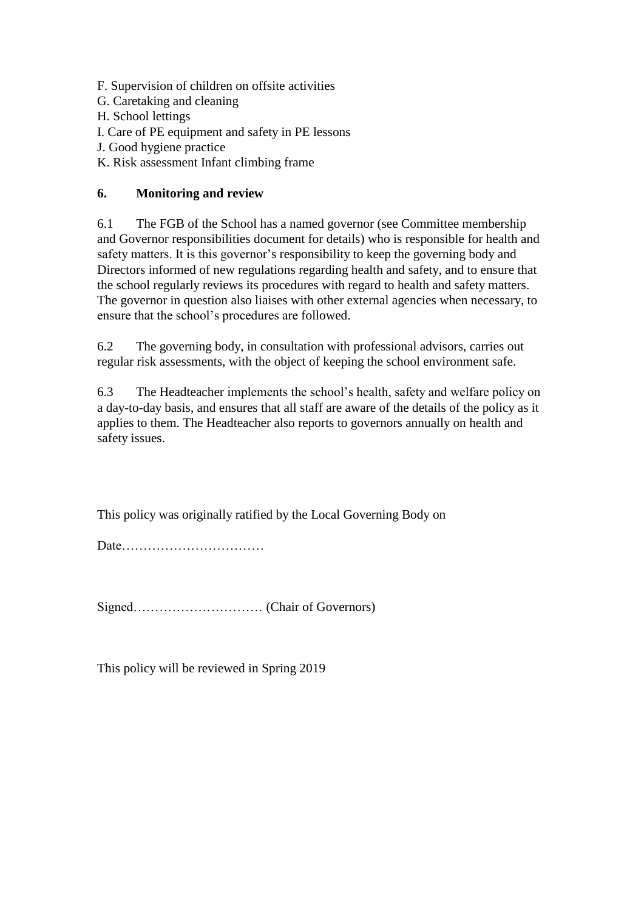F. Supervision of children on offsite activities
G. Caretaking and cleaning
H. School lettings
I. Care of PE equipment and safety in PE lessons
J. Good hygiene practice
K. Risk assessment Infant climbing frame

## 6. Monitoring and review

6.1 The FGB of the School has a named governor (see Committee membership and Governor responsibilities document for details) who is responsible for health and safety matters. It is this governor's responsibility to keep the governing body and Directors informed of new regulations regarding health and safety, and to ensure that the school regularly reviews its procedures with regard to health and safety matters. The governor in question also liaises with other external agencies when necessary, to ensure that the school's procedures are followed.

6.2 The governing body, in consultation with professional advisors, carries out regular risk assessments, with the object of keeping the school environment safe.

6.3 The Headteacher implements the school's health, safety and welfare policy on a day-to-day basis, and ensures that all staff are aware of the details of the policy as it applies to them. The Headteacher also reports to governors annually on health and safety issues.

This policy was originally ratified by the Local Governing Body on

Date……………………………

Signed………………………… (Chair of Governors)

This policy will be reviewed in Spring 2019